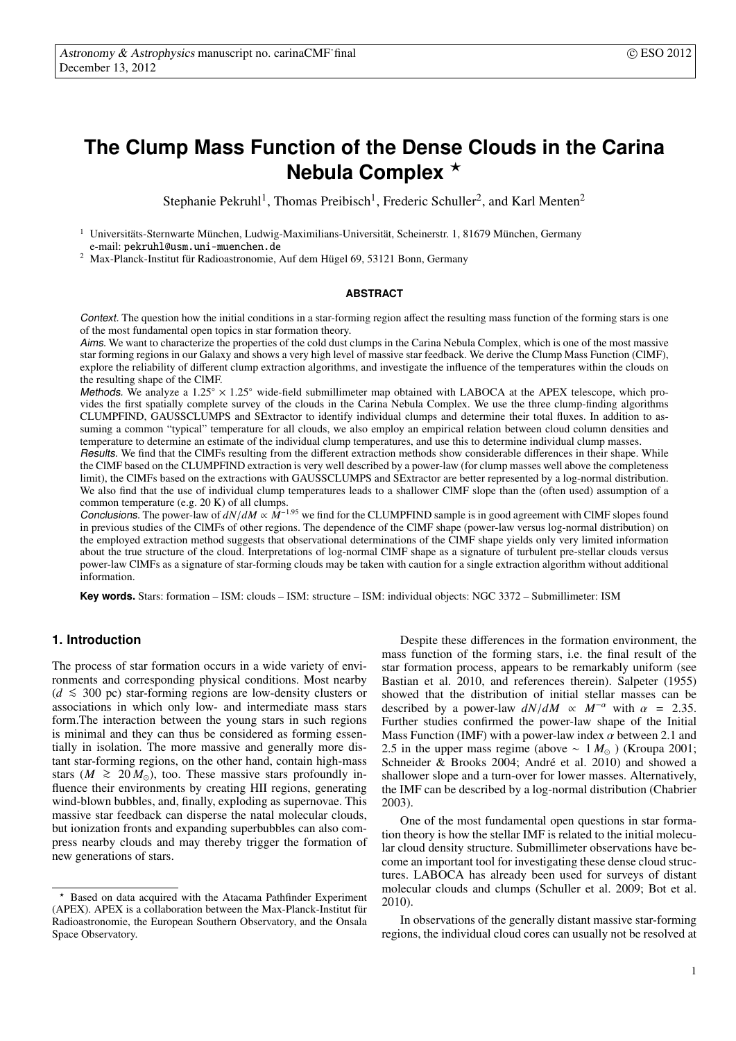# The Clump Mass Function of the Dense Clouds in the Carina Nebula Complex ⋆

Stephanie Pekruhl[1], Thomas Preibisch[1], Frederic Schuller[2], and Karl Menten[2]

[1] Universitäts-Sternwarte München, Ludwig-Maximilians-Universität, Scheinerstr. 1, 81679 München, Germany
e-mail: pekruhl@usm.uni-muenchen.de

[2] Max-Planck-Institut für Radioastronomie, Auf dem Hügel 69, 53121 Bonn, Germany

## ABSTRACT

*Context.* The question how the initial conditions in a star-forming region affect the resulting mass function of the forming stars is one of the most fundamental open topics in star formation theory.

*Aims.* We want to characterize the properties of the cold dust clumps in the Carina Nebula Complex, which is one of the most massive star forming regions in our Galaxy and shows a very high level of massive star feedback. We derive the Clump Mass Function (ClMF), explore the reliability of different clump extraction algorithms, and investigate the influence of the temperatures within the clouds on the resulting shape of the ClMF.

*Methods.* We analyze a $1.25° \times 1.25°$ wide-field submillimeter map obtained with LABOCA at the APEX telescope, which provides the first spatially complete survey of the clouds in the Carina Nebula Complex. We use the three clump-finding algorithms CLUMPFIND, GAUSSCLUMPS and SExtractor to identify individual clumps and determine their total fluxes. In addition to assuming a common "typical" temperature for all clouds, we also employ an empirical relation between cloud column densities and temperature to determine an estimate of the individual clump temperatures, and use this to determine individual clump masses.

*Results.* We find that the ClMFs resulting from the different extraction methods show considerable differences in their shape. While the ClMF based on the CLUMPFIND extraction is very well described by a power-law (for clump masses well above the completeness limit), the ClMFs based on the extractions with GAUSSCLUMPS and SExtractor are better represented by a log-normal distribution. We also find that the use of individual clump temperatures leads to a shallower ClMF slope than the (often used) assumption of a common temperature (e.g. 20 K) of all clumps.

*Conclusions.* The power-law of $dN/dM \propto M^{-1.95}$ we find for the CLUMPFIND sample is in good agreement with ClMF slopes found in previous studies of the ClMFs of other regions. The dependence of the ClMF shape (power-law versus log-normal distribution) on the employed extraction method suggests that observational determinations of the ClMF shape yields only very limited information about the true structure of the cloud. Interpretations of log-normal ClMF shape as a signature of turbulent pre-stellar clouds versus power-law ClMFs as a signature of star-forming clouds may be taken with caution for a single extraction algorithm without additional information.

**Key words.** Stars: formation – ISM: clouds – ISM: structure – ISM: individual objects: NGC 3372 – Submillimeter: ISM

## 1. Introduction

The process of star formation occurs in a wide variety of environments and corresponding physical conditions. Most nearby ($d \lesssim 300$ pc) star-forming regions are low-density clusters or associations in which only low- and intermediate mass stars form.The interaction between the young stars in such regions is minimal and they can thus be considered as forming essentially in isolation. The more massive and generally more distant star-forming regions, on the other hand, contain high-mass stars ($M \gtrsim 20\,M_\odot$), too. These massive stars profoundly influence their environments by creating HII regions, generating wind-blown bubbles, and, finally, exploding as supernovae. This massive star feedback can disperse the natal molecular clouds, but ionization fronts and expanding superbubbles can also compress nearby clouds and may thereby trigger the formation of new generations of stars.

Despite these differences in the formation environment, the mass function of the forming stars, i.e. the final result of the star formation process, appears to be remarkably uniform (see Bastian et al. 2010, and references therein). Salpeter (1955) showed that the distribution of initial stellar masses can be described by a power-law $dN/dM \propto M^{-\alpha}$ with $\alpha = 2.35$. Further studies confirmed the power-law shape of the Initial Mass Function (IMF) with a power-law index $\alpha$ between 2.1 and 2.5 in the upper mass regime (above $\sim 1\,M_\odot$ ) (Kroupa 2001; Schneider & Brooks 2004; André et al. 2010) and showed a shallower slope and a turn-over for lower masses. Alternatively, the IMF can be described by a log-normal distribution (Chabrier 2003).

One of the most fundamental open questions in star formation theory is how the stellar IMF is related to the initial molecular cloud density structure. Submillimeter observations have become an important tool for investigating these dense cloud structures. LABOCA has already been used for surveys of distant molecular clouds and clumps (Schuller et al. 2009; Bot et al. 2010).

In observations of the generally distant massive star-forming regions, the individual cloud cores can usually not be resolved at

⋆ Based on data acquired with the Atacama Pathfinder Experiment (APEX). APEX is a collaboration between the Max-Planck-Institut für Radioastronomie, the European Southern Observatory, and the Onsala Space Observatory.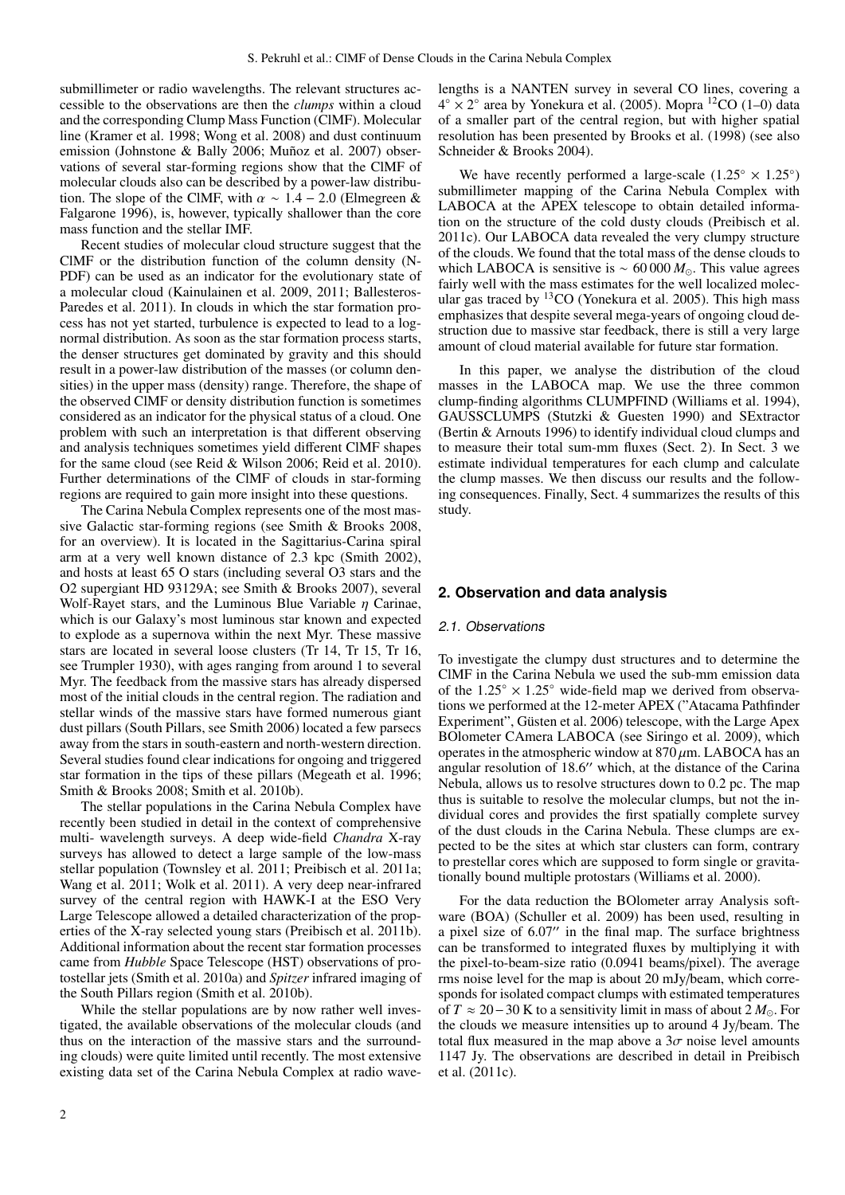submillimeter or radio wavelengths. The relevant structures accessible to the observations are then the *clumps* within a cloud and the corresponding Clump Mass Function (ClMF). Molecular line (Kramer et al. 1998; Wong et al. 2008) and dust continuum emission (Johnstone & Bally 2006; Muñoz et al. 2007) observations of several star-forming regions show that the ClMF of molecular clouds also can be described by a power-law distribution. The slope of the ClMF, with $\alpha \sim 1.4 - 2.0$ (Elmegreen & Falgarone 1996), is, however, typically shallower than the core mass function and the stellar IMF.

Recent studies of molecular cloud structure suggest that the ClMF or the distribution function of the column density (N-PDF) can be used as an indicator for the evolutionary state of a molecular cloud (Kainulainen et al. 2009, 2011; Ballesteros-Paredes et al. 2011). In clouds in which the star formation process has not yet started, turbulence is expected to lead to a log-normal distribution. As soon as the star formation process starts, the denser structures get dominated by gravity and this should result in a power-law distribution of the masses (or column densities) in the upper mass (density) range. Therefore, the shape of the observed ClMF or density distribution function is sometimes considered as an indicator for the physical status of a cloud. One problem with such an interpretation is that different observing and analysis techniques sometimes yield different ClMF shapes for the same cloud (see Reid & Wilson 2006; Reid et al. 2010). Further determinations of the ClMF of clouds in star-forming regions are required to gain more insight into these questions.

The Carina Nebula Complex represents one of the most massive Galactic star-forming regions (see Smith & Brooks 2008, for an overview). It is located in the Sagittarius-Carina spiral arm at a very well known distance of 2.3 kpc (Smith 2002), and hosts at least 65 O stars (including several O3 stars and the O2 supergiant HD 93129A; see Smith & Brooks 2007), several Wolf-Rayet stars, and the Luminous Blue Variable $\eta$ Carinae, which is our Galaxy's most luminous star known and expected to explode as a supernova within the next Myr. These massive stars are located in several loose clusters (Tr 14, Tr 15, Tr 16, see Trumpler 1930), with ages ranging from around 1 to several Myr. The feedback from the massive stars has already dispersed most of the initial clouds in the central region. The radiation and stellar winds of the massive stars have formed numerous giant dust pillars (South Pillars, see Smith 2006) located a few parsecs away from the stars in south-eastern and north-western direction. Several studies found clear indications for ongoing and triggered star formation in the tips of these pillars (Megeath et al. 1996; Smith & Brooks 2008; Smith et al. 2010b).

The stellar populations in the Carina Nebula Complex have recently been studied in detail in the context of comprehensive multi- wavelength surveys. A deep wide-field *Chandra* X-ray surveys has allowed to detect a large sample of the low-mass stellar population (Townsley et al. 2011; Preibisch et al. 2011a; Wang et al. 2011; Wolk et al. 2011). A very deep near-infrared survey of the central region with HAWK-I at the ESO Very Large Telescope allowed a detailed characterization of the properties of the X-ray selected young stars (Preibisch et al. 2011b). Additional information about the recent star formation processes came from *Hubble* Space Telescope (HST) observations of protostellar jets (Smith et al. 2010a) and *Spitzer* infrared imaging of the South Pillars region (Smith et al. 2010b).

While the stellar populations are by now rather well investigated, the available observations of the molecular clouds (and thus on the interaction of the massive stars and the surrounding clouds) were quite limited until recently. The most extensive existing data set of the Carina Nebula Complex at radio wavelengths is a NANTEN survey in several CO lines, covering a $4^\circ \times 2^\circ$ area by Yonekura et al. (2005). Mopra $^{12}$CO (1–0) data of a smaller part of the central region, but with higher spatial resolution has been presented by Brooks et al. (1998) (see also Schneider & Brooks 2004).

We have recently performed a large-scale ($1.25^\circ \times 1.25^\circ$) submillimeter mapping of the Carina Nebula Complex with LABOCA at the APEX telescope to obtain detailed information on the structure of the cold dusty clouds (Preibisch et al. 2011c). Our LABOCA data revealed the very clumpy structure of the clouds. We found that the total mass of the dense clouds to which LABOCA is sensitive is $\sim 60\,000\,M_\odot$. This value agrees fairly well with the mass estimates for the well localized molecular gas traced by $^{13}$CO (Yonekura et al. 2005). This high mass emphasizes that despite several mega-years of ongoing cloud destruction due to massive star feedback, there is still a very large amount of cloud material available for future star formation.

In this paper, we analyse the distribution of the cloud masses in the LABOCA map. We use the three common clump-finding algorithms CLUMPFIND (Williams et al. 1994), GAUSSCLUMPS (Stutzki & Guesten 1990) and SExtractor (Bertin & Arnouts 1996) to identify individual cloud clumps and to measure their total sum-mm fluxes (Sect. 2). In Sect. 3 we estimate individual temperatures for each clump and calculate the clump masses. We then discuss our results and the following consequences. Finally, Sect. 4 summarizes the results of this study.

## 2. Observation and data analysis

### 2.1. Observations

To investigate the clumpy dust structures and to determine the ClMF in the Carina Nebula we used the sub-mm emission data of the $1.25^\circ \times 1.25^\circ$ wide-field map we derived from observations we performed at the 12-meter APEX ("Atacama Pathfinder Experiment", Güsten et al. 2006) telescope, with the Large Apex BOlometer CAmera LABOCA (see Siringo et al. 2009), which operates in the atmospheric window at $870\,\mu$m. LABOCA has an angular resolution of $18.6''$ which, at the distance of the Carina Nebula, allows us to resolve structures down to 0.2 pc. The map thus is suitable to resolve the molecular clumps, but not the individual cores and provides the first spatially complete survey of the dust clouds in the Carina Nebula. These clumps are expected to be the sites at which star clusters can form, contrary to prestellar cores which are supposed to form single or gravitationally bound multiple protostars (Williams et al. 2000).

For the data reduction the BOlometer array Analysis software (BOA) (Schuller et al. 2009) has been used, resulting in a pixel size of $6.07''$ in the final map. The surface brightness can be transformed to integrated fluxes by multiplying it with the pixel-to-beam-size ratio (0.0941 beams/pixel). The average rms noise level for the map is about 20 mJy/beam, which corresponds for isolated compact clumps with estimated temperatures of $T \approx 20 - 30$ K to a sensitivity limit in mass of about $2\,M_\odot$. For the clouds we measure intensities up to around 4 Jy/beam. The total flux measured in the map above a $3\sigma$ noise level amounts 1147 Jy. The observations are described in detail in Preibisch et al. (2011c).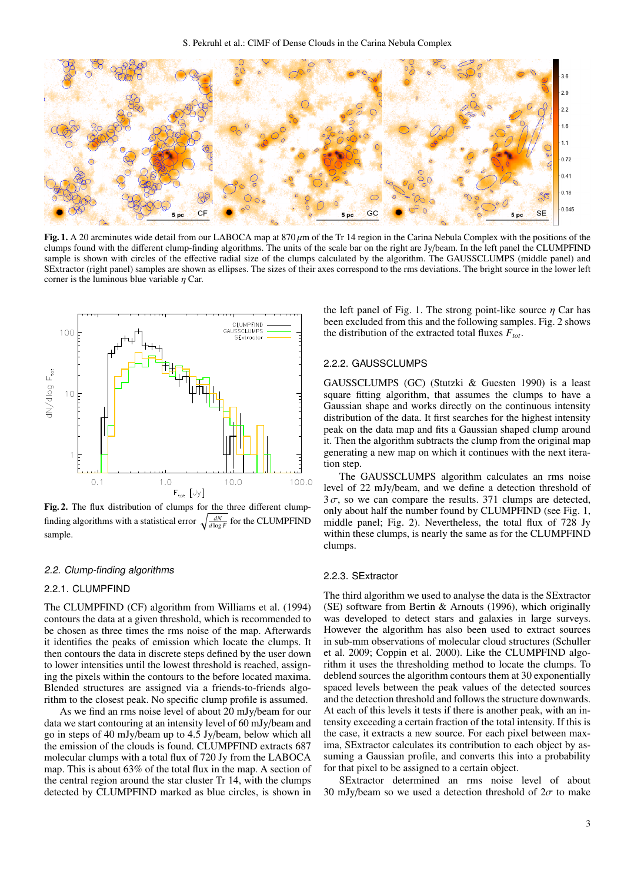**Fig. 1.** A 20 arcminutes wide detail from our LABOCA map at 870 $\mu$m of the Tr 14 region in the Carina Nebula Complex with the positions of the clumps found with the different clump-finding algorithms. The units of the scale bar on the right are Jy/beam. In the left panel the CLUMPFIND sample is shown with circles of the effective radial size of the clumps calculated by the algorithm. The GAUSSCLUMPS (middle panel) and SExtractor (right panel) samples are shown as ellipses. The sizes of their axes correspond to the rms deviations. The bright source in the lower left corner is the luminous blue variable $\eta$ Car.

**Fig. 2.** The flux distribution of clumps for the three different clump-finding algorithms with a statistical error $\sqrt{\frac{dN}{d\log F}}$ for the CLUMPFIND sample.

## 2.2. Clump-finding algorithms

### 2.2.1. CLUMPFIND

The CLUMPFIND (CF) algorithm from Williams et al. (1994) contours the data at a given threshold, which is recommended to be chosen as three times the rms noise of the map. Afterwards it identifies the peaks of emission which locate the clumps. It then contours the data in discrete steps defined by the user down to lower intensities until the lowest threshold is reached, assigning the pixels within the contours to the before located maxima. Blended structures are assigned via a friends-to-friends algorithm to the closest peak. No specific clump profile is assumed.

As we find an rms noise level of about 20 mJy/beam for our data we start contouring at an intensity level of 60 mJy/beam and go in steps of 40 mJy/beam up to 4.5 Jy/beam, below which all the emission of the clouds is found. CLUMPFIND extracts 687 molecular clumps with a total flux of 720 Jy from the LABOCA map. This is about 63% of the total flux in the map. A section of the central region around the star cluster Tr 14, with the clumps detected by CLUMPFIND marked as blue circles, is shown in the left panel of Fig. 1. The strong point-like source $\eta$ Car has been excluded from this and the following samples. Fig. 2 shows the distribution of the extracted total fluxes $F_{tot}$.

### 2.2.2. GAUSSCLUMPS

GAUSSCLUMPS (GC) (Stutzki & Guesten 1990) is a least square fitting algorithm, that assumes the clumps to have a Gaussian shape and works directly on the continuous intensity distribution of the data. It first searches for the highest intensity peak on the data map and fits a Gaussian shaped clump around it. Then the algorithm subtracts the clump from the original map generating a new map on which it continues with the next iteration step.

The GAUSSCLUMPS algorithm calculates an rms noise level of 22 mJy/beam, and we define a detection threshold of $3\,\sigma$, so we can compare the results. 371 clumps are detected, only about half the number found by CLUMPFIND (see Fig. 1, middle panel; Fig. 2). Nevertheless, the total flux of 728 Jy within these clumps, is nearly the same as for the CLUMPFIND clumps.

### 2.2.3. SExtractor

The third algorithm we used to analyse the data is the SExtractor (SE) software from Bertin & Arnouts (1996), which originally was developed to detect stars and galaxies in large surveys. However the algorithm has also been used to extract sources in sub-mm observations of molecular cloud structures (Schuller et al. 2009; Coppin et al. 2000). Like the CLUMPFIND algorithm it uses the thresholding method to locate the clumps. To deblend sources the algorithm contours them at 30 exponentially spaced levels between the peak values of the detected sources and the detection threshold and follows the structure downwards. At each of this levels it tests if there is another peak, with an intensity exceeding a certain fraction of the total intensity. If this is the case, it extracts a new source. For each pixel between maxima, SExtractor calculates its contribution to each object by assuming a Gaussian profile, and converts this into a probability for that pixel to be assigned to a certain object.

SExtractor determined an rms noise level of about 30 mJy/beam so we used a detection threshold of $2\sigma$ to make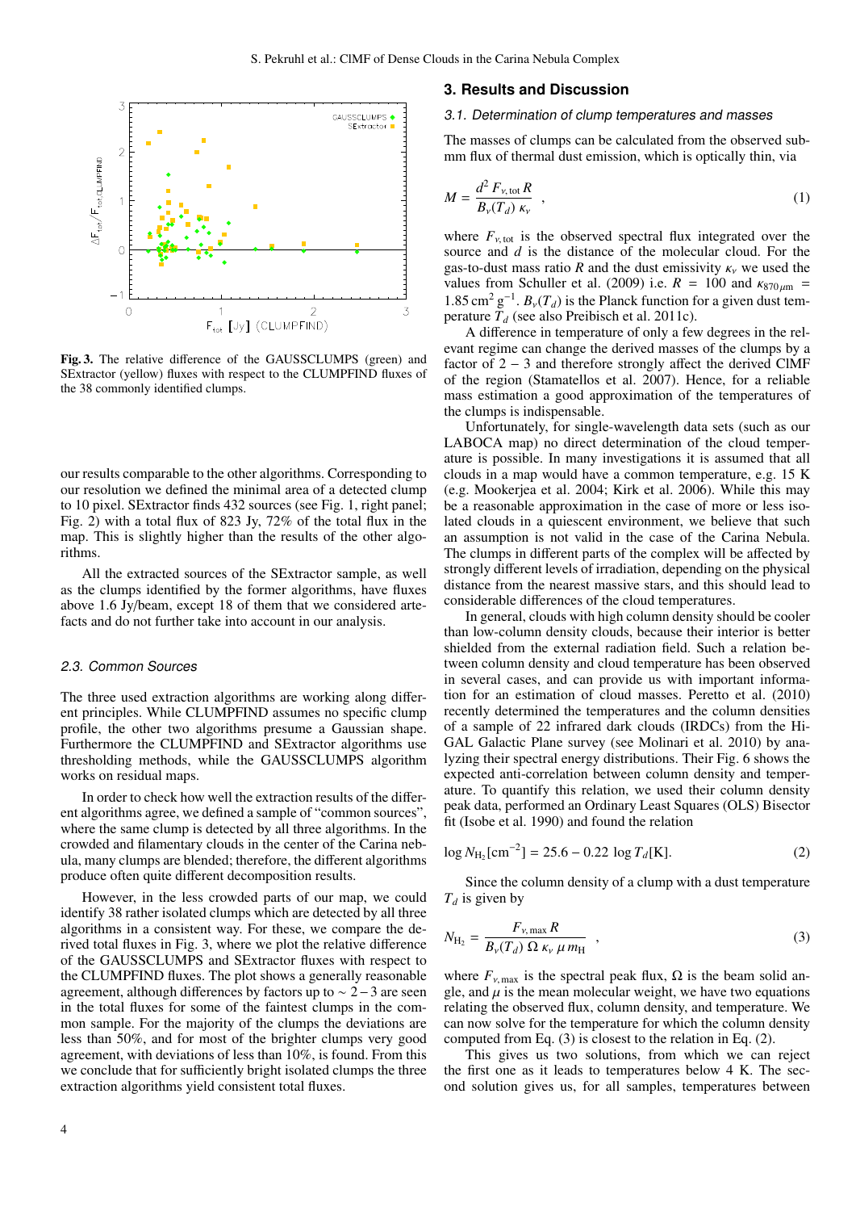Fig. 3. The relative difference of the GAUSSCLUMPS (green) and SExtractor (yellow) fluxes with respect to the CLUMPFIND fluxes of the 38 commonly identified clumps.

our results comparable to the other algorithms. Corresponding to our resolution we defined the minimal area of a detected clump to 10 pixel. SExtractor finds 432 sources (see Fig. 1, right panel; Fig. 2) with a total flux of 823 Jy, 72% of the total flux in the map. This is slightly higher than the results of the other algorithms.

All the extracted sources of the SExtractor sample, as well as the clumps identified by the former algorithms, have fluxes above 1.6 Jy/beam, except 18 of them that we considered artefacts and do not further take into account in our analysis.

### 2.3. Common Sources

The three used extraction algorithms are working along different principles. While CLUMPFIND assumes no specific clump profile, the other two algorithms presume a Gaussian shape. Furthermore the CLUMPFIND and SExtractor algorithms use thresholding methods, while the GAUSSCLUMPS algorithm works on residual maps.

In order to check how well the extraction results of the different algorithms agree, we defined a sample of "common sources", where the same clump is detected by all three algorithms. In the crowded and filamentary clouds in the center of the Carina nebula, many clumps are blended; therefore, the different algorithms produce often quite different decomposition results.

However, in the less crowded parts of our map, we could identify 38 rather isolated clumps which are detected by all three algorithms in a consistent way. For these, we compare the derived total fluxes in Fig. 3, where we plot the relative difference of the GAUSSCLUMPS and SExtractor fluxes with respect to the CLUMPFIND fluxes. The plot shows a generally reasonable agreement, although differences by factors up to $\sim 2-3$ are seen in the total fluxes for some of the faintest clumps in the common sample. For the majority of the clumps the deviations are less than 50%, and for most of the brighter clumps very good agreement, with deviations of less than 10%, is found. From this we conclude that for sufficiently bright isolated clumps the three extraction algorithms yield consistent total fluxes.

## 3. Results and Discussion

### 3.1. Determination of clump temperatures and masses

The masses of clumps can be calculated from the observed submm flux of thermal dust emission, which is optically thin, via

$$M = \frac{d^2\, F_{\nu,\mathrm{tot}}\, R}{B_\nu(T_d)\,\kappa_\nu} \quad , \tag{1}$$

where $F_{\nu,\mathrm{tot}}$ is the observed spectral flux integrated over the source and $d$ is the distance of the molecular cloud. For the gas-to-dust mass ratio $R$ and the dust emissivity $\kappa_\nu$ we used the values from Schuller et al. (2009) i.e. $R = 100$ and $\kappa_{870\,\mu\mathrm{m}} = 1.85\,\mathrm{cm^2\,g^{-1}}$. $B_\nu(T_d)$ is the Planck function for a given dust temperature $T_d$ (see also Preibisch et al. 2011c).

A difference in temperature of only a few degrees in the relevant regime can change the derived masses of the clumps by a factor of $2-3$ and therefore strongly affect the derived ClMF of the region (Stamatellos et al. 2007). Hence, for a reliable mass estimation a good approximation of the temperatures of the clumps is indispensable.

Unfortunately, for single-wavelength data sets (such as our LABOCA map) no direct determination of the cloud temperature is possible. In many investigations it is assumed that all clouds in a map would have a common temperature, e.g. 15 K (e.g. Mookerjea et al. 2004; Kirk et al. 2006). While this may be a reasonable approximation in the case of more or less isolated clouds in a quiescent environment, we believe that such an assumption is not valid in the case of the Carina Nebula. The clumps in different parts of the complex will be affected by strongly different levels of irradiation, depending on the physical distance from the nearest massive stars, and this should lead to considerable differences of the cloud temperatures.

In general, clouds with high column density should be cooler than low-column density clouds, because their interior is better shielded from the external radiation field. Such a relation between column density and cloud temperature has been observed in several cases, and can provide us with important information for an estimation of cloud masses. Peretto et al. (2010) recently determined the temperatures and the column densities of a sample of 22 infrared dark clouds (IRDCs) from the Hi-GAL Galactic Plane survey (see Molinari et al. 2010) by analyzing their spectral energy distributions. Their Fig. 6 shows the expected anti-correlation between column density and temperature. To quantify this relation, we used their column density peak data, performed an Ordinary Least Squares (OLS) Bisector fit (Isobe et al. 1990) and found the relation

$$\log N_{\mathrm{H_2}}[\mathrm{cm^{-2}}] = 25.6 - 0.22\,\log T_d[\mathrm{K}]. \tag{2}$$

Since the column density of a clump with a dust temperature $T_d$ is given by

$$N_{\mathrm{H_2}} = \frac{F_{\nu,\mathrm{max}}\, R}{B_\nu(T_d)\,\Omega\,\kappa_\nu\,\mu\, m_{\mathrm{H}}} \quad , \tag{3}$$

where $F_{\nu,\mathrm{max}}$ is the spectral peak flux, $\Omega$ is the beam solid angle, and $\mu$ is the mean molecular weight, we have two equations relating the observed flux, column density, and temperature. We can now solve for the temperature for which the column density computed from Eq. (3) is closest to the relation in Eq. (2).

This gives us two solutions, from which we can reject the first one as it leads to temperatures below 4 K. The second solution gives us, for all samples, temperatures between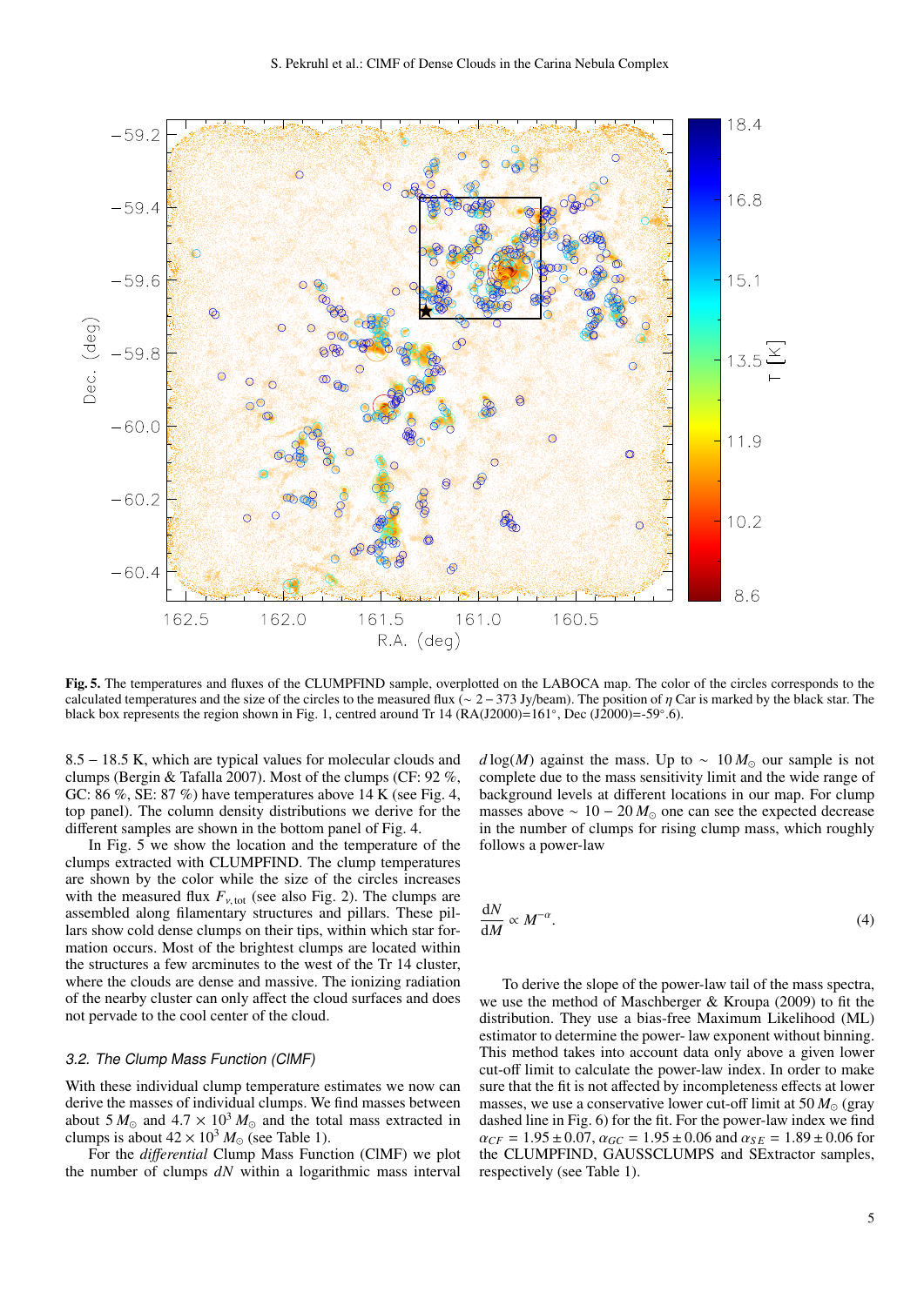**Fig. 5.** The temperatures and fluxes of the CLUMPFIND sample, overplotted on the LABOCA map. The color of the circles corresponds to the calculated temperatures and the size of the circles to the measured flux (∼ 2 − 373 Jy/beam). The position of $\eta$ Car is marked by the black star. The black box represents the region shown in Fig. 1, centred around Tr 14 (RA(J2000)=161°, Dec (J2000)=-59°.6).

8.5 − 18.5 K, which are typical values for molecular clouds and clumps (Bergin & Tafalla 2007). Most of the clumps (CF: 92 %, GC: 86 %, SE: 87 %) have temperatures above 14 K (see Fig. 4, top panel). The column density distributions we derive for the different samples are shown in the bottom panel of Fig. 4.

In Fig. 5 we show the location and the temperature of the clumps extracted with CLUMPFIND. The clump temperatures are shown by the color while the size of the circles increases with the measured flux $F_{\nu,\mathrm{tot}}$ (see also Fig. 2). The clumps are assembled along filamentary structures and pillars. These pillars show cold dense clumps on their tips, within which star formation occurs. Most of the brightest clumps are located within the structures a few arcminutes to the west of the Tr 14 cluster, where the clouds are dense and massive. The ionizing radiation of the nearby cluster can only affect the cloud surfaces and does not pervade to the cool center of the cloud.

### 3.2. The Clump Mass Function (ClMF)

With these individual clump temperature estimates we now can derive the masses of individual clumps. We find masses between about $5\,M_{\odot}$ and $4.7 \times 10^{3}\,M_{\odot}$ and the total mass extracted in clumps is about $42 \times 10^{3}\,M_{\odot}$ (see Table 1).

For the *differential* Clump Mass Function (ClMF) we plot the number of clumps $dN$ within a logarithmic mass interval $d\log(M)$ against the mass. Up to $\sim 10\,M_{\odot}$ our sample is not complete due to the mass sensitivity limit and the wide range of background levels at different locations in our map. For clump masses above $\sim 10-20\,M_{\odot}$ one can see the expected decrease in the number of clumps for rising clump mass, which roughly follows a power-law

$$\frac{\mathrm{d}N}{\mathrm{d}M} \propto M^{-\alpha}. \tag{4}$$

To derive the slope of the power-law tail of the mass spectra, we use the method of Maschberger & Kroupa (2009) to fit the distribution. They use a bias-free Maximum Likelihood (ML) estimator to determine the power- law exponent without binning. This method takes into account data only above a given lower cut-off limit to calculate the power-law index. In order to make sure that the fit is not affected by incompleteness effects at lower masses, we use a conservative lower cut-off limit at $50\,M_{\odot}$ (gray dashed line in Fig. 6) for the fit. For the power-law index we find $\alpha_{CF} = 1.95 \pm 0.07$, $\alpha_{GC} = 1.95 \pm 0.06$ and $\alpha_{SE} = 1.89 \pm 0.06$ for the CLUMPFIND, GAUSSCLUMPS and SExtractor samples, respectively (see Table 1).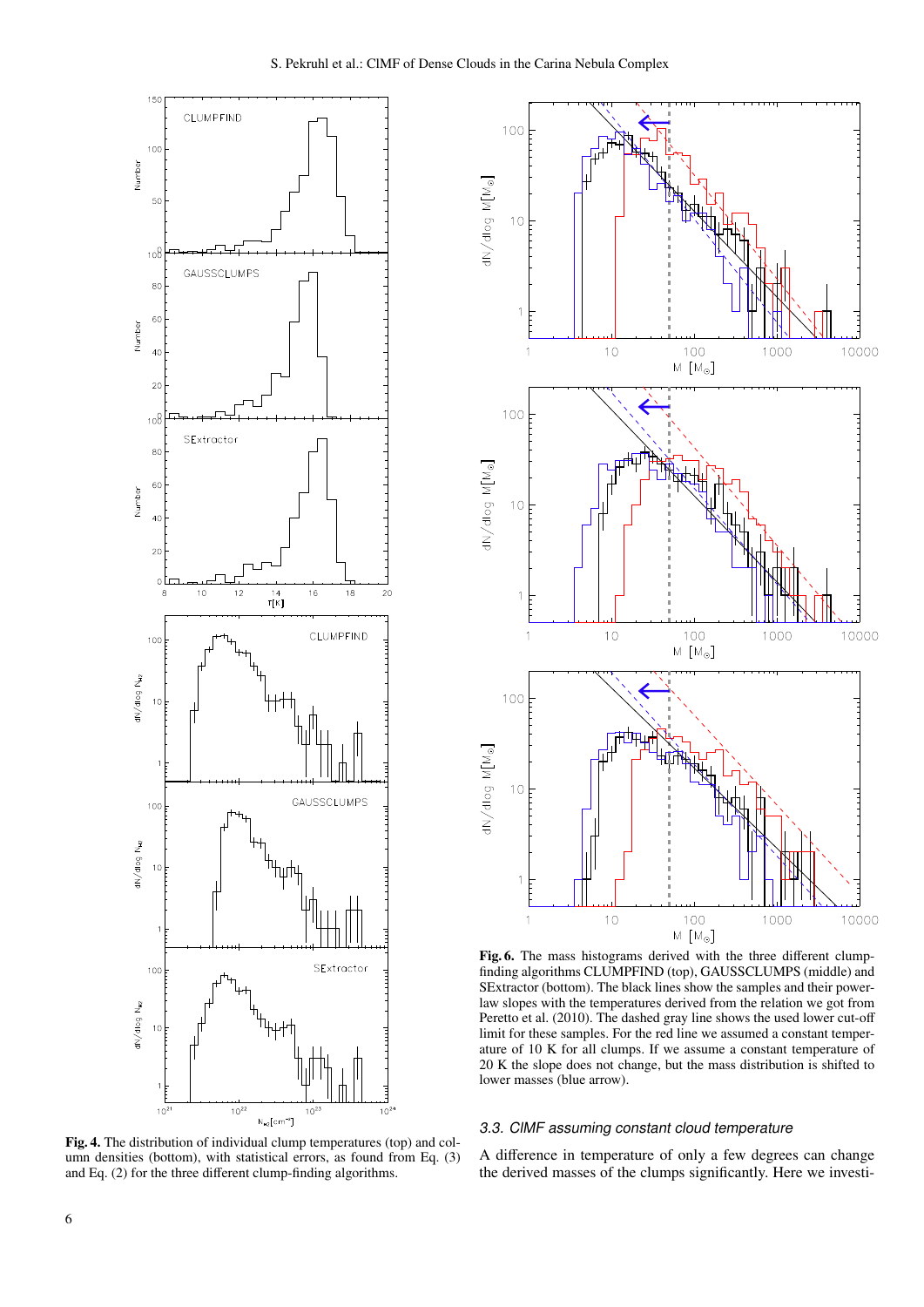**Fig. 4.** The distribution of individual clump temperatures (top) and column densities (bottom), with statistical errors, as found from Eq. (3) and Eq. (2) for the three different clump-finding algorithms.

**Fig. 6.** The mass histograms derived with the three different clump-finding algorithms CLUMPFIND (top), GAUSSCLUMPS (middle) and SExtractor (bottom). The black lines show the samples and their power-law slopes with the temperatures derived from the relation we got from Peretto et al. (2010). The dashed gray line shows the used lower cut-off limit for these samples. For the red line we assumed a constant temperature of 10 K for all clumps. If we assume a constant temperature of 20 K the slope does not change, but the mass distribution is shifted to lower masses (blue arrow).

### *3.3. ClMF assuming constant cloud temperature*

A difference in temperature of only a few degrees can change the derived masses of the clumps significantly. Here we investi-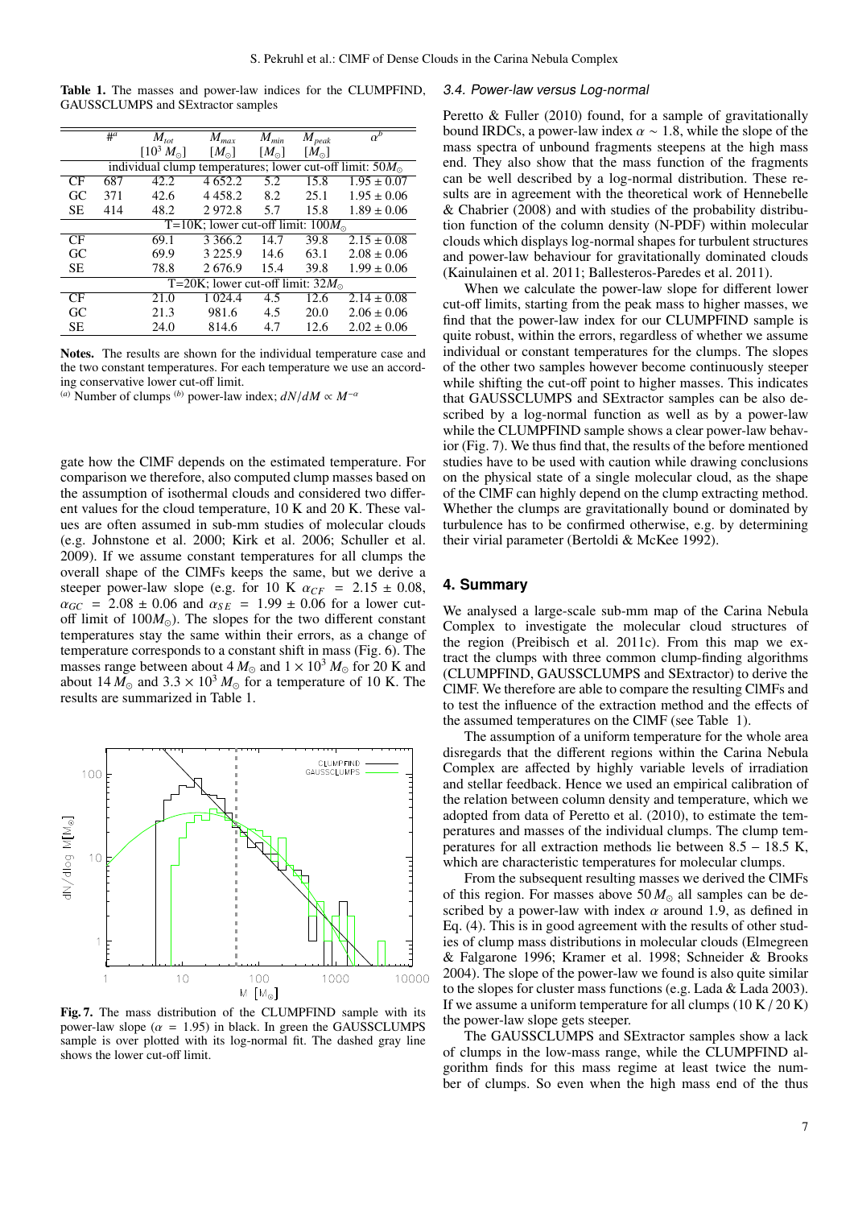**Table 1.** The masses and power-law indices for the CLUMPFIND, GAUSSCLUMPS and SExtractor samples

| | #[a] | $M_{tot}$ [$10^3\,M_\odot$] | $M_{max}$ [$M_\odot$] | $M_{min}$ [$M_\odot$] | $M_{peak}$ [$M_\odot$] | $\alpha^{b}$ |
|---|---|---|---|---|---|---|
| individual clump temperatures; lower cut-off limit: $50M_\odot$ | | | | | | |
| CF | 687 | 42.2 | 4 652.2 | 5.2 | 15.8 | $1.95 \pm 0.07$ |
| GC | 371 | 42.6 | 4 458.2 | 8.2 | 25.1 | $1.95 \pm 0.06$ |
| SE | 414 | 48.2 | 2 972.8 | 5.7 | 15.8 | $1.89 \pm 0.06$ |
| T=10K; lower cut-off limit: $100M_\odot$ | | | | | | |
| CF | | 69.1 | 3 366.2 | 14.7 | 39.8 | $2.15 \pm 0.08$ |
| GC | | 69.9 | 3 225.9 | 14.6 | 63.1 | $2.08 \pm 0.06$ |
| SE | | 78.8 | 2 676.9 | 15.4 | 39.8 | $1.99 \pm 0.06$ |
| T=20K; lower cut-off limit: $32M_\odot$ | | | | | | |
| CF | | 21.0 | 1 024.4 | 4.5 | 12.6 | $2.14 \pm 0.08$ |
| GC | | 21.3 | 981.6 | 4.5 | 20.0 | $2.06 \pm 0.06$ |
| SE | | 24.0 | 814.6 | 4.7 | 12.6 | $2.02 \pm 0.06$ |

**Notes.** The results are shown for the individual temperature case and the two constant temperatures. For each temperature we use an according conservative lower cut-off limit.
[a] Number of clumps [b] power-law index; $dN/dM \propto M^{-\alpha}$

gate how the ClMF depends on the estimated temperature. For comparison we therefore, also computed clump masses based on the assumption of isothermal clouds and considered two different values for the cloud temperature, 10 K and 20 K. These values are often assumed in sub-mm studies of molecular clouds (e.g. Johnstone et al. 2000; Kirk et al. 2006; Schuller et al. 2009). If we assume constant temperatures for all clumps the overall shape of the ClMFs keeps the same, but we derive a steeper power-law slope (e.g. for 10 K $\alpha_{CF} = 2.15 \pm 0.08$, $\alpha_{GC} = 2.08 \pm 0.06$ and $\alpha_{SE} = 1.99 \pm 0.06$ for a lower cut-off limit of $100M_\odot$). The slopes for the two different constant temperatures stay the same within their errors, as a change of temperature corresponds to a constant shift in mass (Fig. 6). The masses range between about $4\,M_\odot$ and $1 \times 10^3\,M_\odot$ for 20 K and about $14\,M_\odot$ and $3.3 \times 10^3\,M_\odot$ for a temperature of 10 K. The results are summarized in Table 1.

**Fig. 7.** The mass distribution of the CLUMPFIND sample with its power-law slope ($\alpha = 1.95$) in black. In green the GAUSSCLUMPS sample is over plotted with its log-normal fit. The dashed gray line shows the lower cut-off limit.

### 3.4. Power-law versus Log-normal

Peretto & Fuller (2010) found, for a sample of gravitationally bound IRDCs, a power-law index $\alpha \sim 1.8$, while the slope of the mass spectra of unbound fragments steepens at the high mass end. They also show that the mass function of the fragments can be well described by a log-normal distribution. These results are in agreement with the theoretical work of Hennebelle & Chabrier (2008) and with studies of the probability distribution function of the column density (N-PDF) within molecular clouds which displays log-normal shapes for turbulent structures and power-law behaviour for gravitationally dominated clouds (Kainulainen et al. 2011; Ballesteros-Paredes et al. 2011).

When we calculate the power-law slope for different lower cut-off limits, starting from the peak mass to higher masses, we find that the power-law index for our CLUMPFIND sample is quite robust, within the errors, regardless of whether we assume individual or constant temperatures for the clumps. The slopes of the other two samples however become continuously steeper while shifting the cut-off point to higher masses. This indicates that GAUSSCLUMPS and SExtractor samples can be also described by a log-normal function as well as by a power-law while the CLUMPFIND sample shows a clear power-law behavior (Fig. 7). We thus find that, the results of the before mentioned studies have to be used with caution while drawing conclusions on the physical state of a single molecular cloud, as the shape of the ClMF can highly depend on the clump extracting method. Whether the clumps are gravitationally bound or dominated by turbulence has to be confirmed otherwise, e.g. by determining their virial parameter (Bertoldi & McKee 1992).

## 4. Summary

We analysed a large-scale sub-mm map of the Carina Nebula Complex to investigate the molecular cloud structures of the region (Preibisch et al. 2011c). From this map we extract the clumps with three common clump-finding algorithms (CLUMPFIND, GAUSSCLUMPS and SExtractor) to derive the ClMF. We therefore are able to compare the resulting ClMFs and to test the influence of the extraction method and the effects of the assumed temperatures on the ClMF (see Table 1).

The assumption of a uniform temperature for the whole area disregards that the different regions within the Carina Nebula Complex are affected by highly variable levels of irradiation and stellar feedback. Hence we used an empirical calibration of the relation between column density and temperature, which we adopted from data of Peretto et al. (2010), to estimate the temperatures and masses of the individual clumps. The clump temperatures for all extraction methods lie between 8.5 − 18.5 K, which are characteristic temperatures for molecular clumps.

From the subsequent resulting masses we derived the ClMFs of this region. For masses above $50\,M_\odot$ all samples can be described by a power-law with index $\alpha$ around 1.9, as defined in Eq. (4). This is in good agreement with the results of other studies of clump mass distributions in molecular clouds (Elmegreen & Falgarone 1996; Kramer et al. 1998; Schneider & Brooks 2004). The slope of the power-law we found is also quite similar to the slopes for cluster mass functions (e.g. Lada & Lada 2003). If we assume a uniform temperature for all clumps (10 K / 20 K) the power-law slope gets steeper.

The GAUSSCLUMPS and SExtractor samples show a lack of clumps in the low-mass range, while the CLUMPFIND algorithm finds for this mass regime at least twice the number of clumps. So even when the high mass end of the thus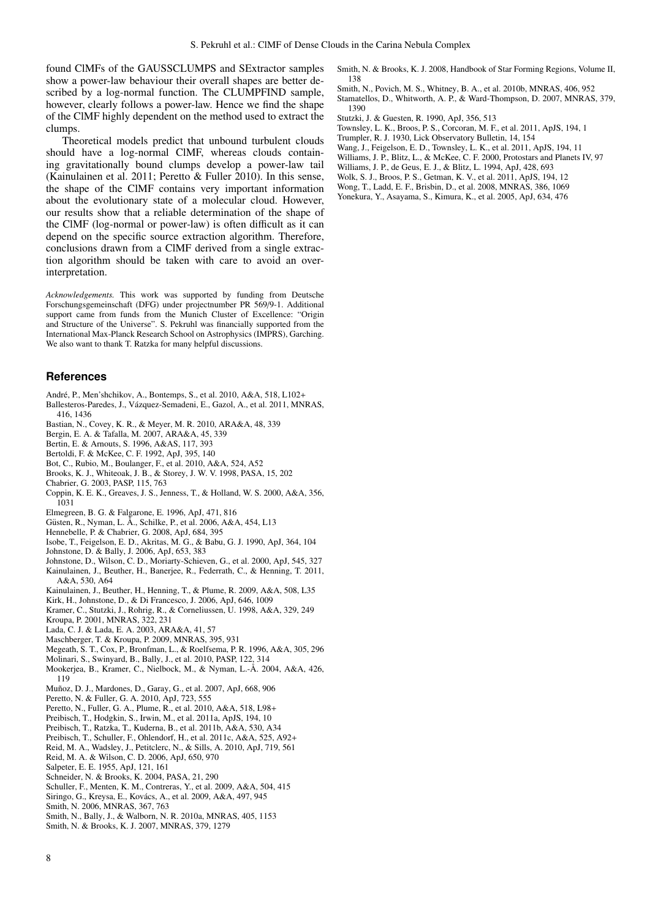found ClMFs of the GAUSSCLUMPS and SExtractor samples show a power-law behaviour their overall shapes are better described by a log-normal function. The CLUMPFIND sample, however, clearly follows a power-law. Hence we find the shape of the ClMF highly dependent on the method used to extract the clumps.

Theoretical models predict that unbound turbulent clouds should have a log-normal ClMF, whereas clouds containing gravitationally bound clumps develop a power-law tail (Kainulainen et al. 2011; Peretto & Fuller 2010). In this sense, the shape of the ClMF contains very important information about the evolutionary state of a molecular cloud. However, our results show that a reliable determination of the shape of the ClMF (log-normal or power-law) is often difficult as it can depend on the specific source extraction algorithm. Therefore, conclusions drawn from a ClMF derived from a single extraction algorithm should be taken with care to avoid an over-interpretation.

*Acknowledgements.* This work was supported by funding from Deutsche Forschungsgemeinschaft (DFG) under projectnumber PR 569/9-1. Additional support came from funds from the Munich Cluster of Excellence: "Origin and Structure of the Universe". S. Pekruhl was financially supported from the International Max-Planck Research School on Astrophysics (IMPRS), Garching. We also want to thank T. Ratzka for many helpful discussions.

## References

André, P., Men'shchikov, A., Bontemps, S., et al. 2010, A&A, 518, L102+
Ballesteros-Paredes, J., Vázquez-Semadeni, E., Gazol, A., et al. 2011, MNRAS, 416, 1436
Bastian, N., Covey, K. R., & Meyer, M. R. 2010, ARA&A, 48, 339
Bergin, E. A. & Tafalla, M. 2007, ARA&A, 45, 339
Bertin, E. & Arnouts, S. 1996, A&AS, 117, 393
Bertoldi, F. & McKee, C. F. 1992, ApJ, 395, 140
Bot, C., Rubio, M., Boulanger, F., et al. 2010, A&A, 524, A52
Brooks, K. J., Whiteoak, J. B., & Storey, J. W. V. 1998, PASA, 15, 202
Chabrier, G. 2003, PASP, 115, 763
Coppin, K. E. K., Greaves, J. S., Jenness, T., & Holland, W. S. 2000, A&A, 356, 1031
Elmegreen, B. G. & Falgarone, E. 1996, ApJ, 471, 816
Güsten, R., Nyman, L. Å., Schilke, P., et al. 2006, A&A, 454, L13
Hennebelle, P. & Chabrier, G. 2008, ApJ, 684, 395
Isobe, T., Feigelson, E. D., Akritas, M. G., & Babu, G. J. 1990, ApJ, 364, 104
Johnstone, D. & Bally, J. 2006, ApJ, 653, 383
Johnstone, D., Wilson, C. D., Moriarty-Schieven, G., et al. 2000, ApJ, 545, 327
Kainulainen, J., Beuther, H., Banerjee, R., Federrath, C., & Henning, T. 2011, A&A, 530, A64
Kainulainen, J., Beuther, H., Henning, T., & Plume, R. 2009, A&A, 508, L35
Kirk, H., Johnstone, D., & Di Francesco, J. 2006, ApJ, 646, 1009
Kramer, C., Stutzki, J., Rohrig, R., & Corneliussen, U. 1998, A&A, 329, 249
Kroupa, P. 2001, MNRAS, 322, 231
Lada, C. J. & Lada, E. A. 2003, ARA&A, 41, 57
Maschberger, T. & Kroupa, P. 2009, MNRAS, 395, 931
Megeath, S. T., Cox, P., Bronfman, L., & Roelfsema, P. R. 1996, A&A, 305, 296
Molinari, S., Swinyard, B., Bally, J., et al. 2010, PASP, 122, 314
Mookerjea, B., Kramer, C., Nielbock, M., & Nyman, L.-Å. 2004, A&A, 426, 119
Muñoz, D. J., Mardones, D., Garay, G., et al. 2007, ApJ, 668, 906
Peretto, N. & Fuller, G. A. 2010, ApJ, 723, 555
Peretto, N., Fuller, G. A., Plume, R., et al. 2010, A&A, 518, L98+
Preibisch, T., Hodgkin, S., Irwin, M., et al. 2011a, ApJS, 194, 10
Preibisch, T., Ratzka, T., Kuderna, B., et al. 2011b, A&A, 530, A34
Preibisch, T., Schuller, F., Ohlendorf, H., et al. 2011c, A&A, 525, A92+
Reid, M. A., Wadsley, J., Petitclerc, N., & Sills, A. 2010, ApJ, 719, 561
Reid, M. A. & Wilson, C. D. 2006, ApJ, 650, 970
Salpeter, E. E. 1955, ApJ, 121, 161
Schneider, N. & Brooks, K. 2004, PASA, 21, 290
Schuller, F., Menten, K. M., Contreras, Y., et al. 2009, A&A, 504, 415
Siringo, G., Kreysa, E., Kovács, A., et al. 2009, A&A, 497, 945
Smith, N. 2006, MNRAS, 367, 763
Smith, N., Bally, J., & Walborn, N. R. 2010a, MNRAS, 405, 1153
Smith, N. & Brooks, K. J. 2007, MNRAS, 379, 1279
Smith, N. & Brooks, K. J. 2008, Handbook of Star Forming Regions, Volume II, 138
Smith, N., Povich, M. S., Whitney, B. A., et al. 2010b, MNRAS, 406, 952
Stamatellos, D., Whitworth, A. P., & Ward-Thompson, D. 2007, MNRAS, 379, 1390
Stutzki, J. & Guesten, R. 1990, ApJ, 356, 513
Townsley, L. K., Broos, P. S., Corcoran, M. F., et al. 2011, ApJS, 194, 1
Trumpler, R. J. 1930, Lick Observatory Bulletin, 14, 154
Wang, J., Feigelson, E. D., Townsley, L. K., et al. 2011, ApJS, 194, 11
Williams, J. P., Blitz, L., & McKee, C. F. 2000, Protostars and Planets IV, 97
Williams, J. P., de Geus, E. J., & Blitz, L. 1994, ApJ, 428, 693
Wolk, S. J., Broos, P. S., Getman, K. V., et al. 2011, ApJS, 194, 12
Wong, T., Ladd, E. F., Brisbin, D., et al. 2008, MNRAS, 386, 1069
Yonekura, Y., Asayama, S., Kimura, K., et al. 2005, ApJ, 634, 476